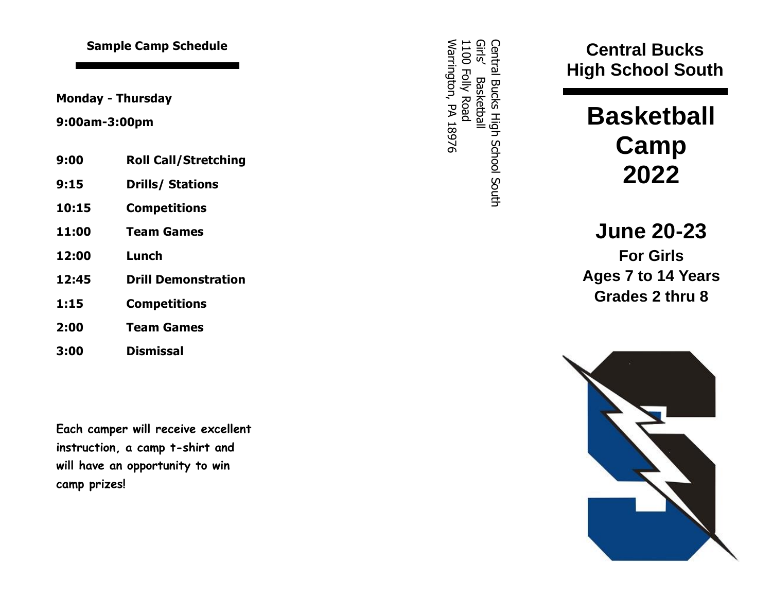## Sample Camp Schedule

**Monday - Thursday**

**9:00am-3:00pm**

| | |
|---|---|
| **9:00** | **Roll Call/Stretching** |
| **9:15** | **Drills/ Stations** |
| **10:15** | **Competitions** |
| **11:00** | **Team Games** |
| **12:00** | **Lunch** |
| **12:45** | **Drill Demonstration** |
| **1:15** | **Competitions** |
| **2:00** | **Team Games** |
| **3:00** | **Dismissal** |

**Each camper will receive excellent instruction, a camp t-shirt and will have an opportunity to win camp prizes!**

Central Bucks High School South
Girls' Basketball
1100 Folly Road
Warrington, PA 18976

# Central Bucks High School South

# Basketball Camp 2022

## June 20-23

**For Girls**
**Ages 7 to 14 Years**
**Grades 2 thru 8**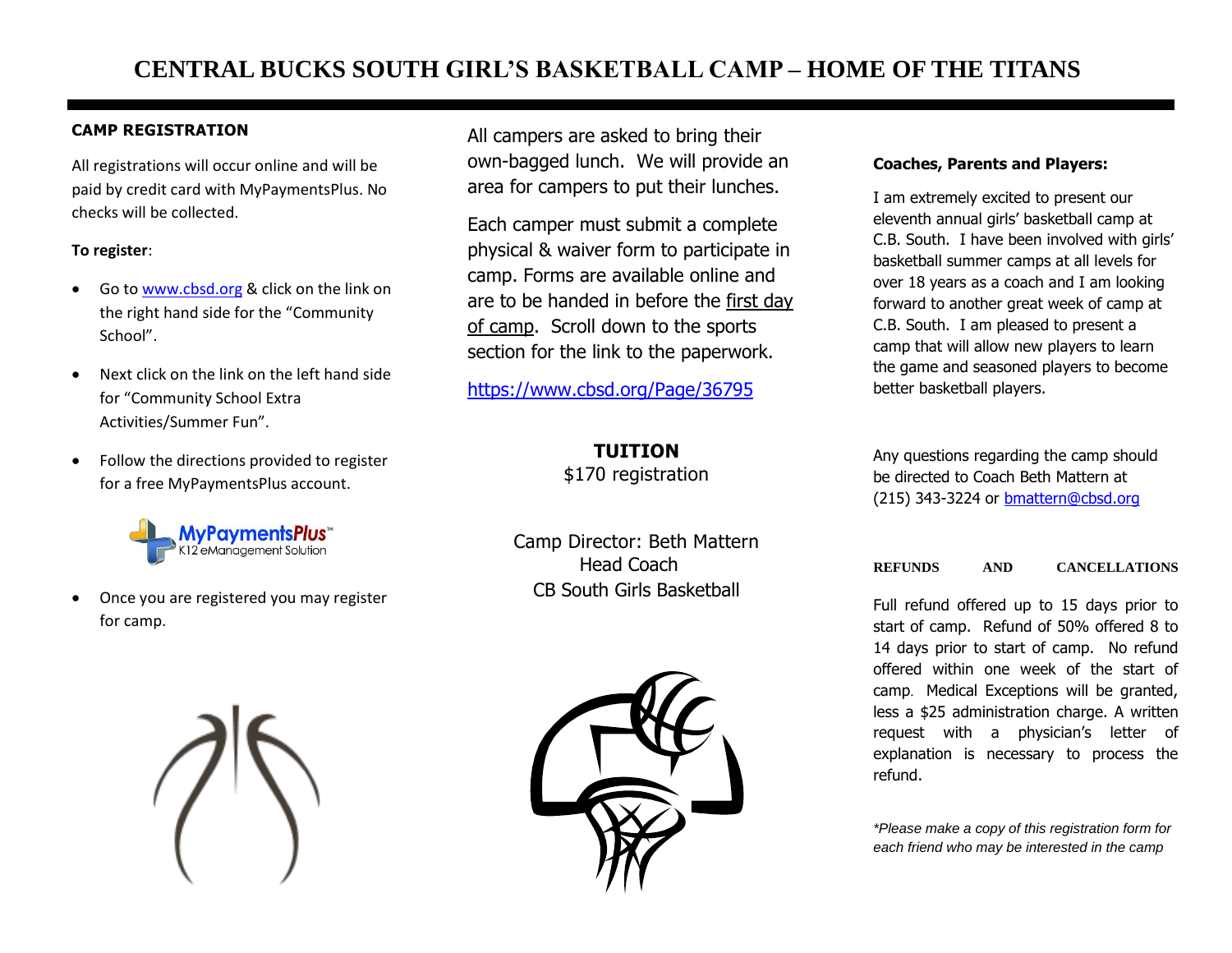# CENTRAL BUCKS SOUTH GIRL'S BASKETBALL CAMP – HOME OF THE TITANS

**CAMP REGISTRATION**

All registrations will occur online and will be paid by credit card with MyPaymentsPlus. No checks will be collected.

**To register**:

- Go to www.cbsd.org & click on the link on the right hand side for the "Community School".
- Next click on the link on the left hand side for "Community School Extra Activities/Summer Fun".
- Follow the directions provided to register for a free MyPaymentsPlus account.

MyPaymentsPlus™ K12 eManagement Solution

- Once you are registered you may register for camp.

All campers are asked to bring their own-bagged lunch. We will provide an area for campers to put their lunches.

Each camper must submit a complete physical & waiver form to participate in camp. Forms are available online and are to be handed in before the first day of camp. Scroll down to the sports section for the link to the paperwork.

https://www.cbsd.org/Page/36795

**TUITION**
$170 registration

Camp Director: Beth Mattern
Head Coach
CB South Girls Basketball

**Coaches, Parents and Players:**

I am extremely excited to present our eleventh annual girls' basketball camp at C.B. South. I have been involved with girls' basketball summer camps at all levels for over 18 years as a coach and I am looking forward to another great week of camp at C.B. South. I am pleased to present a camp that will allow new players to learn the game and seasoned players to become better basketball players.

Any questions regarding the camp should be directed to Coach Beth Mattern at (215) 343-3224 or bmattern@cbsd.org

**REFUNDS AND CANCELLATIONS**

Full refund offered up to 15 days prior to start of camp. Refund of 50% offered 8 to 14 days prior to start of camp. No refund offered within one week of the start of camp. Medical Exceptions will be granted, less a $25 administration charge. A written request with a physician's letter of explanation is necessary to process the refund.

*\*Please make a copy of this registration form for each friend who may be interested in the camp*